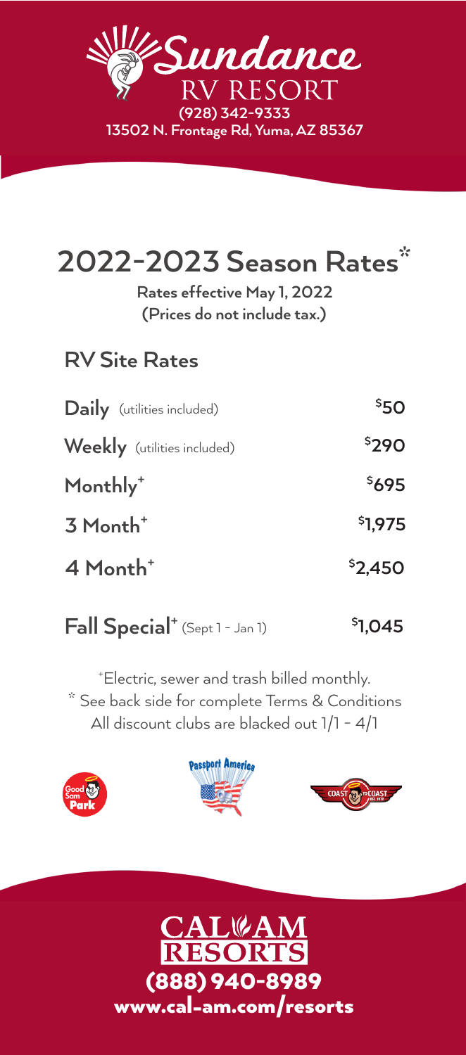# Sundance RV RESORT

(928) 342-9333
13502 N. Frontage Rd, Yuma, AZ 85367

## 2022-2023 Season Rates*

**Rates effective May 1, 2022**
**(Prices do not include tax.)**

### RV Site Rates

| | |
|---|---|
| **Daily** (utilities included) | $50 |
| **Weekly** (utilities included) | $290 |
| **Monthly**⁺ | $695 |
| **3 Month**⁺ | $1,975 |
| **4 Month**⁺ | $2,450 |
| **Fall Special**⁺ (Sept 1 - Jan 1) | $1,045 |

⁺Electric, sewer and trash billed monthly.
* See back side for complete Terms & Conditions
All discount clubs are blacked out 1/1 - 4/1

Good Sam Park | Passport America | Coast to Coast

**CAL AM RESORTS**
(888) 940-8989
www.cal-am.com/resorts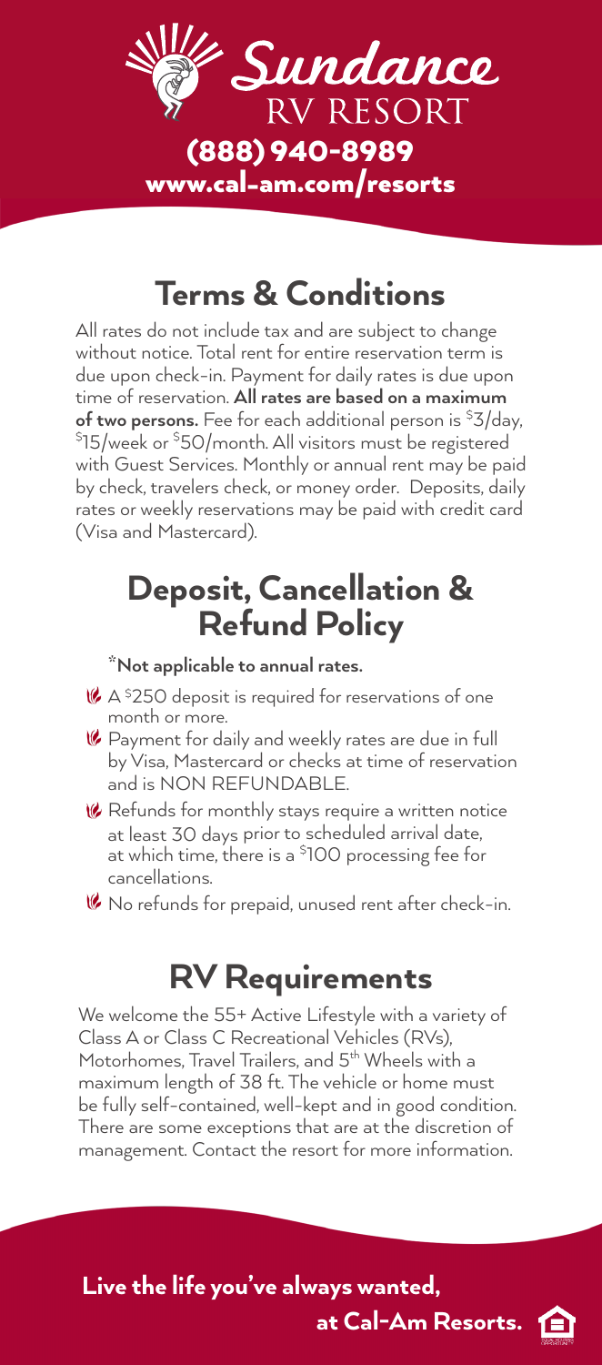# Sundance RV RESORT

**(888) 940-8989**
**www.cal-am.com/resorts**

## Terms & Conditions

All rates do not include tax and are subject to change without notice. Total rent for entire reservation term is due upon check-in. Payment for daily rates is due upon time of reservation. **All rates are based on a maximum of two persons.** Fee for each additional person is $3/day, $15/week or $50/month. All visitors must be registered with Guest Services. Monthly or annual rent may be paid by check, travelers check, or money order. Deposits, daily rates or weekly reservations may be paid with credit card (Visa and Mastercard).

## Deposit, Cancellation & Refund Policy

**\*Not applicable to annual rates.**

- A $250 deposit is required for reservations of one month or more.
- Payment for daily and weekly rates are due in full by Visa, Mastercard or checks at time of reservation and is NON REFUNDABLE.
- Refunds for monthly stays require a written notice at least 30 days prior to scheduled arrival date, at which time, there is a $100 processing fee for cancellations.
- No refunds for prepaid, unused rent after check-in.

## RV Requirements

We welcome the 55+ Active Lifestyle with a variety of Class A or Class C Recreational Vehicles (RVs), Motorhomes, Travel Trailers, and 5th Wheels with a maximum length of 38 ft. The vehicle or home must be fully self-contained, well-kept and in good condition. There are some exceptions that are at the discretion of management. Contact the resort for more information.

**Live the life you've always wanted, at Cal-Am Resorts.**